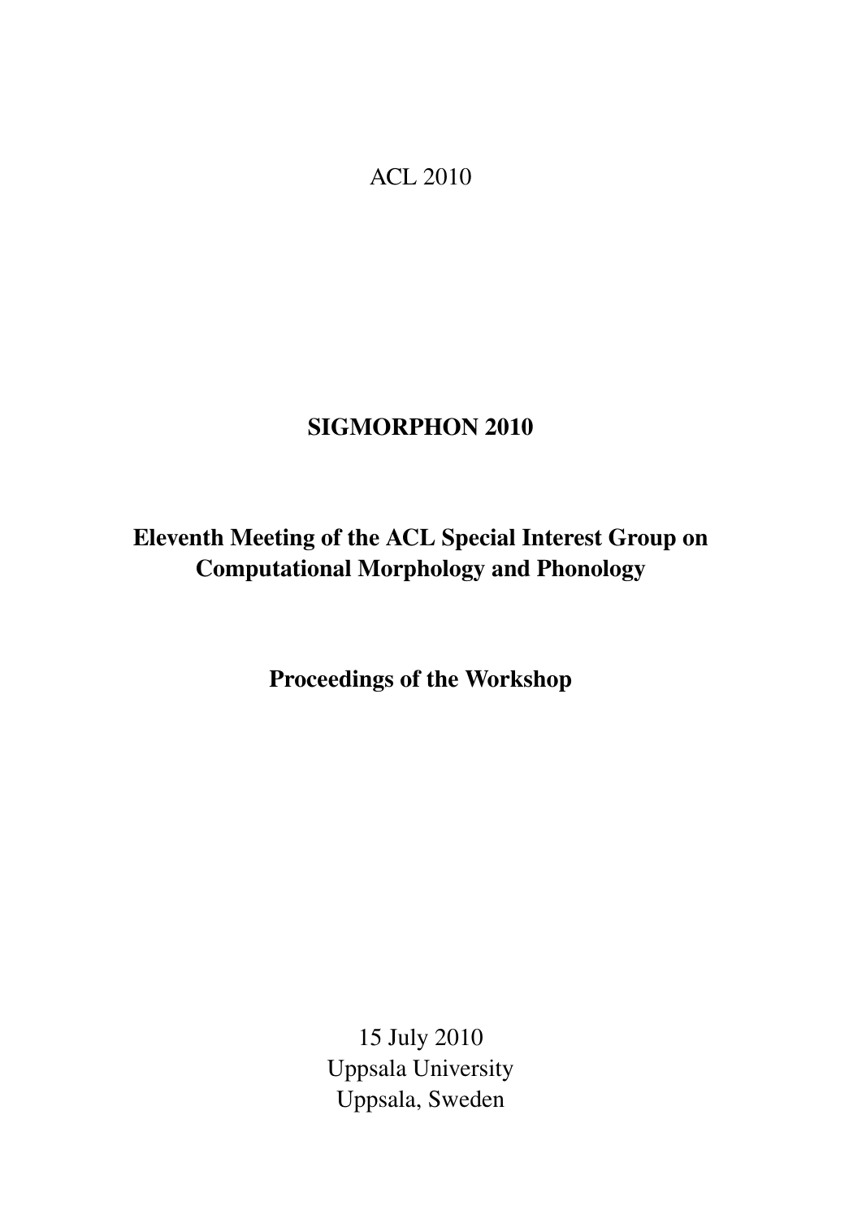ACL 2010

# SIGMORPHON 2010

## Eleventh Meeting of the ACL Special Interest Group on Computational Morphology and Phonology

## Proceedings of the Workshop

15 July 2010
Uppsala University
Uppsala, Sweden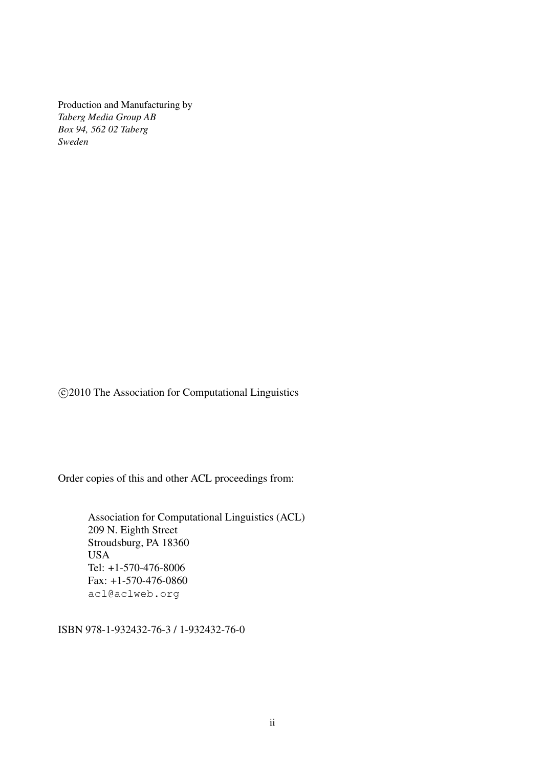Production and Manufacturing by
*Taberg Media Group AB*
*Box 94, 562 02 Taberg*
*Sweden*

©2010 The Association for Computational Linguistics

Order copies of this and other ACL proceedings from:

Association for Computational Linguistics (ACL)
209 N. Eighth Street
Stroudsburg, PA 18360
USA
Tel: +1-570-476-8006
Fax: +1-570-476-0860
`acl@aclweb.org`

ISBN 978-1-932432-76-3 / 1-932432-76-0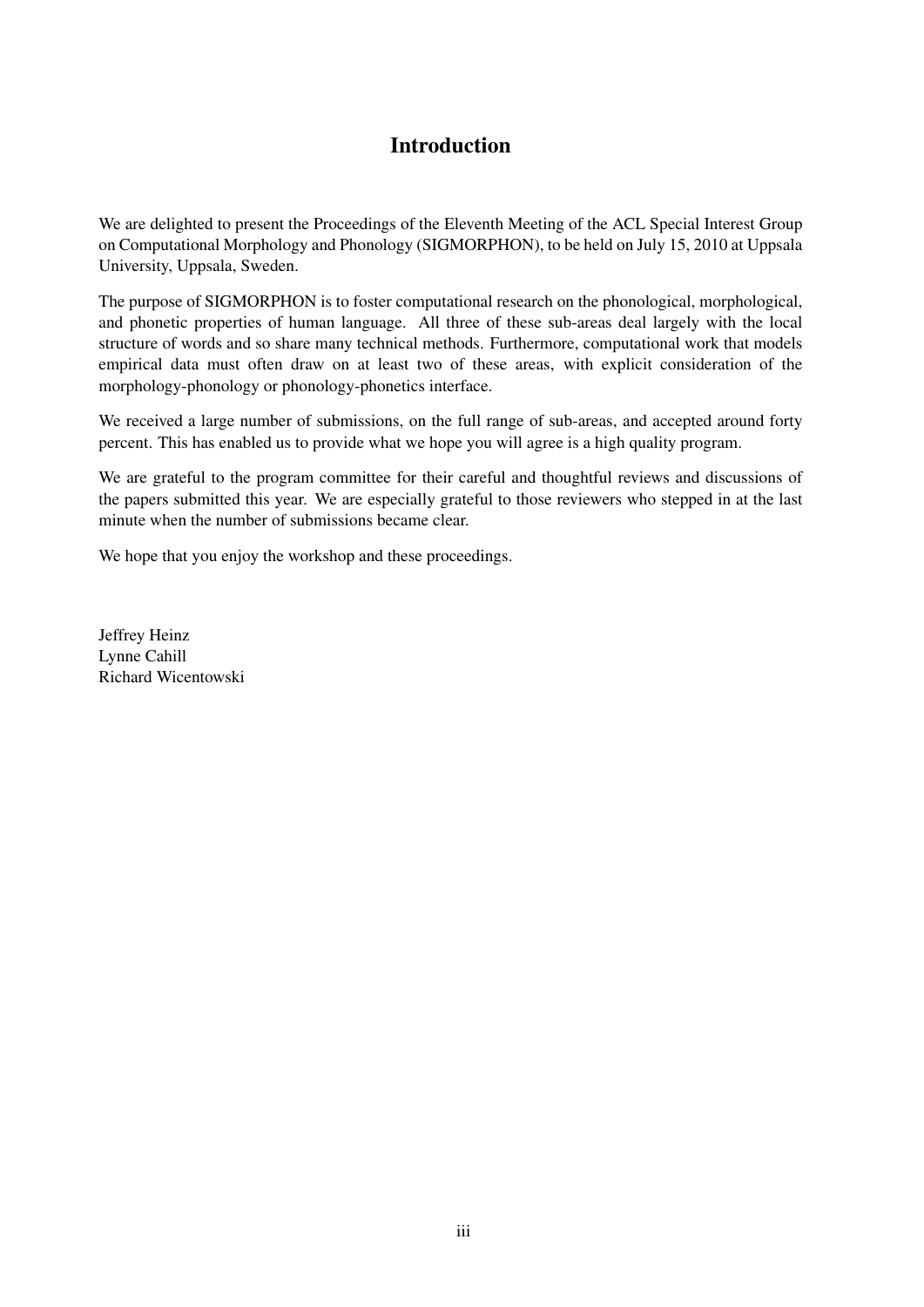# Introduction

We are delighted to present the Proceedings of the Eleventh Meeting of the ACL Special Interest Group on Computational Morphology and Phonology (SIGMORPHON), to be held on July 15, 2010 at Uppsala University, Uppsala, Sweden.

The purpose of SIGMORPHON is to foster computational research on the phonological, morphological, and phonetic properties of human language. All three of these sub-areas deal largely with the local structure of words and so share many technical methods. Furthermore, computational work that models empirical data must often draw on at least two of these areas, with explicit consideration of the morphology-phonology or phonology-phonetics interface.

We received a large number of submissions, on the full range of sub-areas, and accepted around forty percent. This has enabled us to provide what we hope you will agree is a high quality program.

We are grateful to the program committee for their careful and thoughtful reviews and discussions of the papers submitted this year. We are especially grateful to those reviewers who stepped in at the last minute when the number of submissions became clear.

We hope that you enjoy the workshop and these proceedings.

Jeffrey Heinz
Lynne Cahill
Richard Wicentowski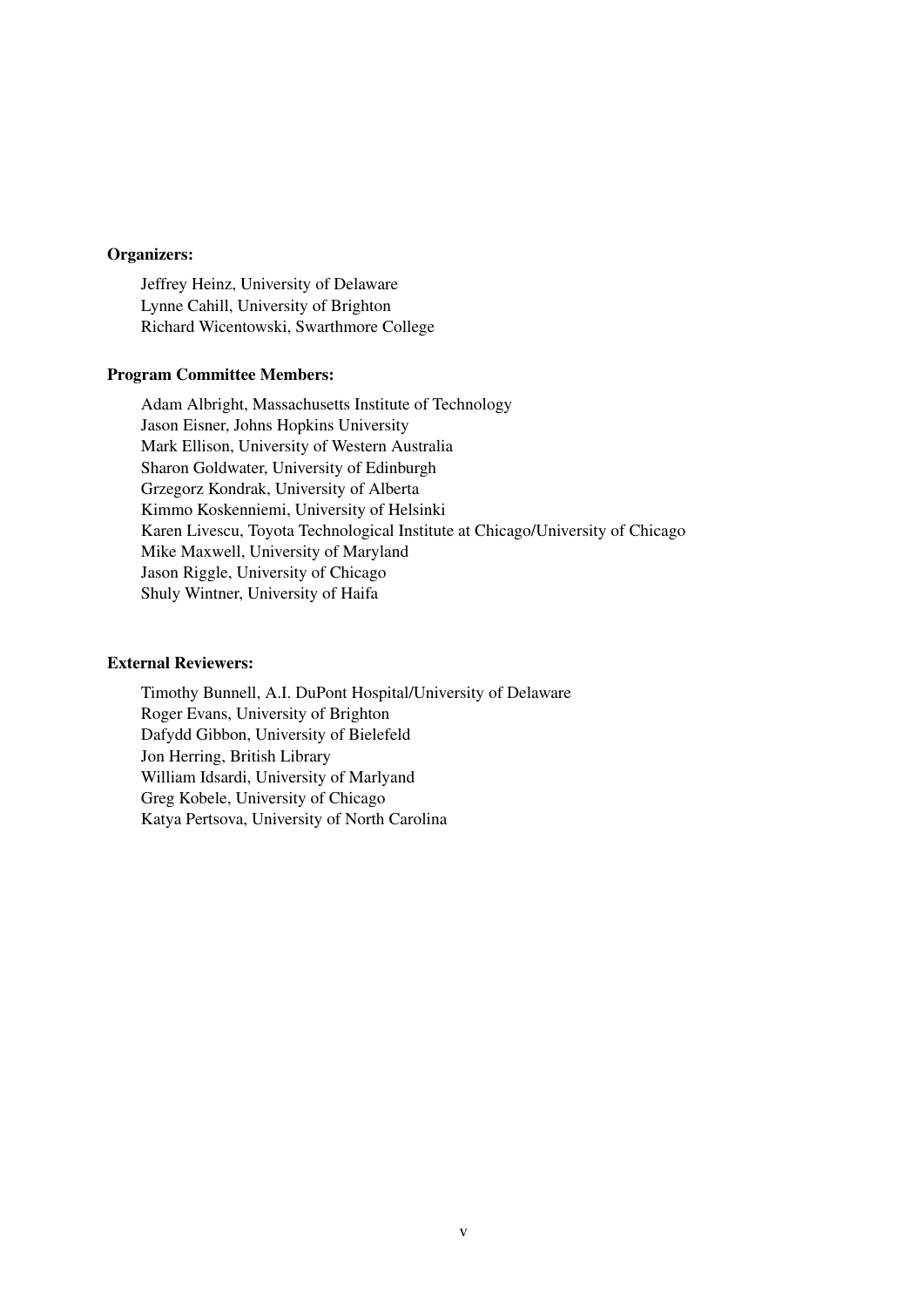**Organizers:**

Jeffrey Heinz, University of Delaware
Lynne Cahill, University of Brighton
Richard Wicentowski, Swarthmore College

**Program Committee Members:**

Adam Albright, Massachusetts Institute of Technology
Jason Eisner, Johns Hopkins University
Mark Ellison, University of Western Australia
Sharon Goldwater, University of Edinburgh
Grzegorz Kondrak, University of Alberta
Kimmo Koskenniemi, University of Helsinki
Karen Livescu, Toyota Technological Institute at Chicago/University of Chicago
Mike Maxwell, University of Maryland
Jason Riggle, University of Chicago
Shuly Wintner, University of Haifa

**External Reviewers:**

Timothy Bunnell, A.I. DuPont Hospital/University of Delaware
Roger Evans, University of Brighton
Dafydd Gibbon, University of Bielefeld
Jon Herring, British Library
William Idsardi, University of Marlyand
Greg Kobele, University of Chicago
Katya Pertsova, University of North Carolina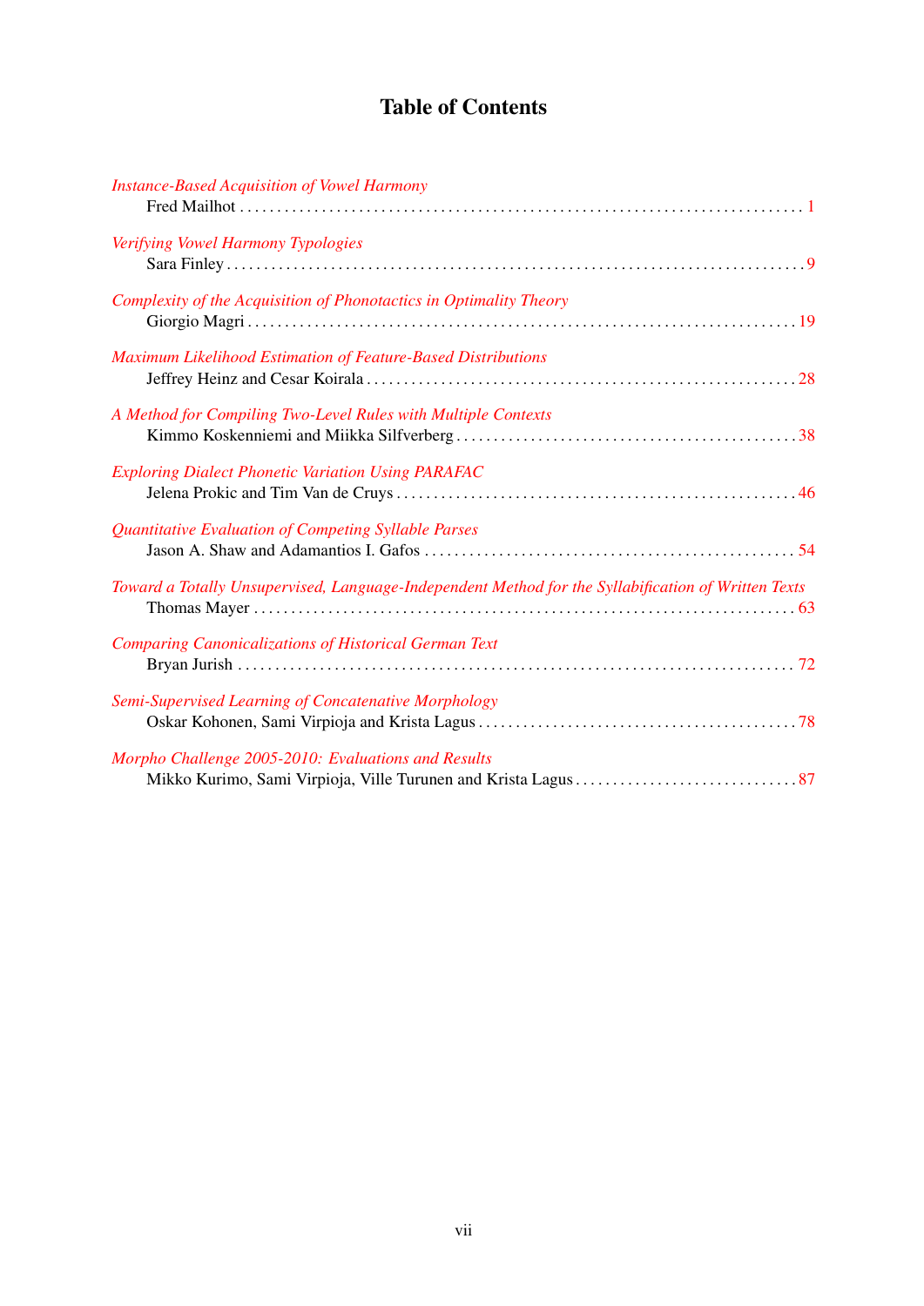# Table of Contents

*Instance-Based Acquisition of Vowel Harmony*
Fred Mailhot . . . . . 1

*Verifying Vowel Harmony Typologies*
Sara Finley . . . . . 9

*Complexity of the Acquisition of Phonotactics in Optimality Theory*
Giorgio Magri . . . . . 19

*Maximum Likelihood Estimation of Feature-Based Distributions*
Jeffrey Heinz and Cesar Koirala . . . . . 28

*A Method for Compiling Two-Level Rules with Multiple Contexts*
Kimmo Koskenniemi and Miikka Silfverberg . . . . . 38

*Exploring Dialect Phonetic Variation Using PARAFAC*
Jelena Prokic and Tim Van de Cruys . . . . . 46

*Quantitative Evaluation of Competing Syllable Parses*
Jason A. Shaw and Adamantios I. Gafos . . . . . 54

*Toward a Totally Unsupervised, Language-Independent Method for the Syllabification of Written Texts*
Thomas Mayer . . . . . 63

*Comparing Canonicalizations of Historical German Text*
Bryan Jurish . . . . . 72

*Semi-Supervised Learning of Concatenative Morphology*
Oskar Kohonen, Sami Virpioja and Krista Lagus . . . . . 78

*Morpho Challenge 2005-2010: Evaluations and Results*
Mikko Kurimo, Sami Virpioja, Ville Turunen and Krista Lagus . . . . . 87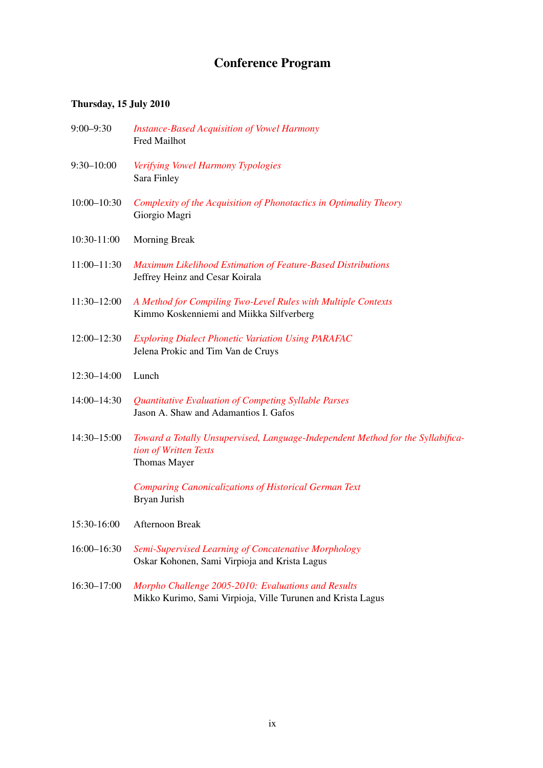# Conference Program

**Thursday, 15 July 2010**

9:00–9:30 *Instance-Based Acquisition of Vowel Harmony*
Fred Mailhot

9:30–10:00 *Verifying Vowel Harmony Typologies*
Sara Finley

10:00–10:30 *Complexity of the Acquisition of Phonotactics in Optimality Theory*
Giorgio Magri

10:30-11:00 Morning Break

11:00–11:30 *Maximum Likelihood Estimation of Feature-Based Distributions*
Jeffrey Heinz and Cesar Koirala

11:30–12:00 *A Method for Compiling Two-Level Rules with Multiple Contexts*
Kimmo Koskenniemi and Miikka Silfverberg

12:00–12:30 *Exploring Dialect Phonetic Variation Using PARAFAC*
Jelena Prokic and Tim Van de Cruys

12:30–14:00 Lunch

14:00–14:30 *Quantitative Evaluation of Competing Syllable Parses*
Jason A. Shaw and Adamantios I. Gafos

14:30–15:00 *Toward a Totally Unsupervised, Language-Independent Method for the Syllabification of Written Texts*
Thomas Mayer

*Comparing Canonicalizations of Historical German Text*
Bryan Jurish

15:30-16:00 Afternoon Break

16:00–16:30 *Semi-Supervised Learning of Concatenative Morphology*
Oskar Kohonen, Sami Virpioja and Krista Lagus

16:30–17:00 *Morpho Challenge 2005-2010: Evaluations and Results*
Mikko Kurimo, Sami Virpioja, Ville Turunen and Krista Lagus